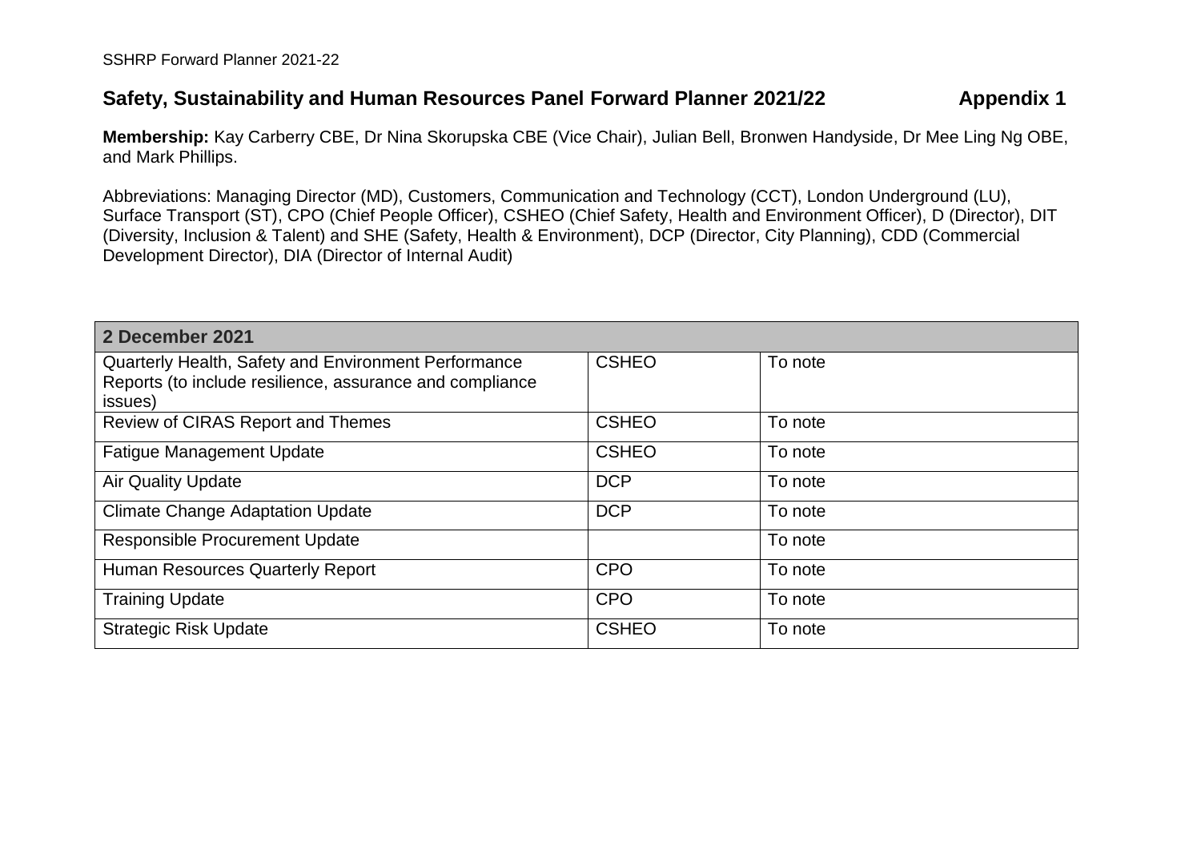## Safety, Sustainability and Human Resources Panel Forward Planner 2021/22 **Appendix 1**

**Membership:** Kay Carberry CBE, Dr Nina Skorupska CBE (Vice Chair), Julian Bell, Bronwen Handyside, Dr Mee Ling Ng OBE, and Mark Phillips.

Abbreviations: Managing Director (MD), Customers, Communication and Technology (CCT), London Underground (LU), Surface Transport (ST), CPO (Chief People Officer), CSHEO (Chief Safety, Health and Environment Officer), D (Director), DIT (Diversity, Inclusion & Talent) and SHE (Safety, Health & Environment), DCP (Director, City Planning), CDD (Commercial Development Director), DIA (Director of Internal Audit)

| **2 December 2021** | | |
|---|---|---|
| Quarterly Health, Safety and Environment Performance Reports (to include resilience, assurance and compliance issues) | CSHEO | To note |
| Review of CIRAS Report and Themes | CSHEO | To note |
| Fatigue Management Update | CSHEO | To note |
| Air Quality Update | DCP | To note |
| Climate Change Adaptation Update | DCP | To note |
| Responsible Procurement Update | | To note |
| Human Resources Quarterly Report | CPO | To note |
| Training Update | CPO | To note |
| Strategic Risk Update | CSHEO | To note |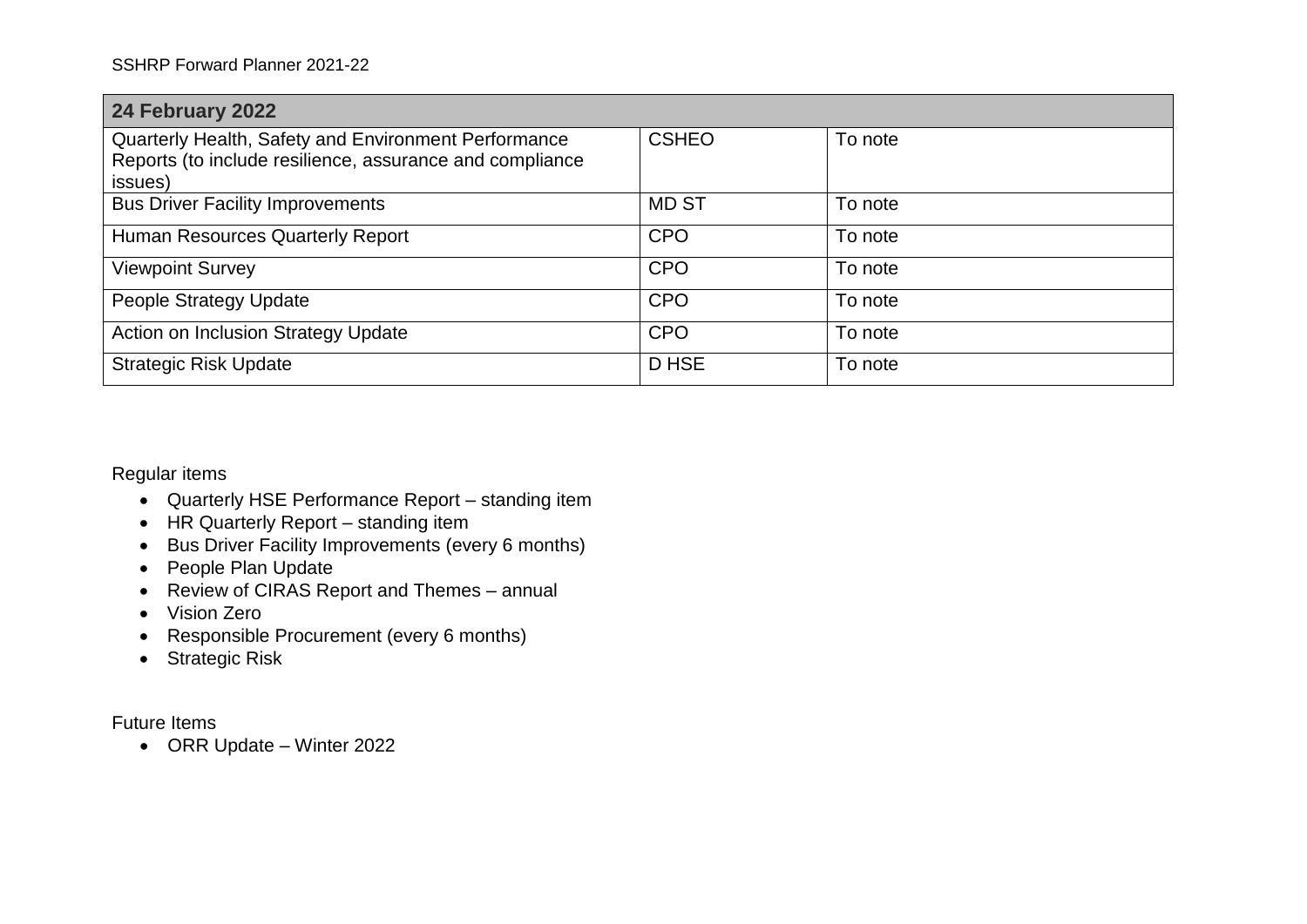| 24 February 2022 | | |
|---|---|---|
| Quarterly Health, Safety and Environment Performance Reports (to include resilience, assurance and compliance issues) | CSHEO | To note |
| Bus Driver Facility Improvements | MD ST | To note |
| Human Resources Quarterly Report | CPO | To note |
| Viewpoint Survey | CPO | To note |
| People Strategy Update | CPO | To note |
| Action on Inclusion Strategy Update | CPO | To note |
| Strategic Risk Update | D HSE | To note |

Regular items

- Quarterly HSE Performance Report – standing item
- HR Quarterly Report – standing item
- Bus Driver Facility Improvements (every 6 months)
- People Plan Update
- Review of CIRAS Report and Themes – annual
- Vision Zero
- Responsible Procurement (every 6 months)
- Strategic Risk

Future Items

- ORR Update – Winter 2022